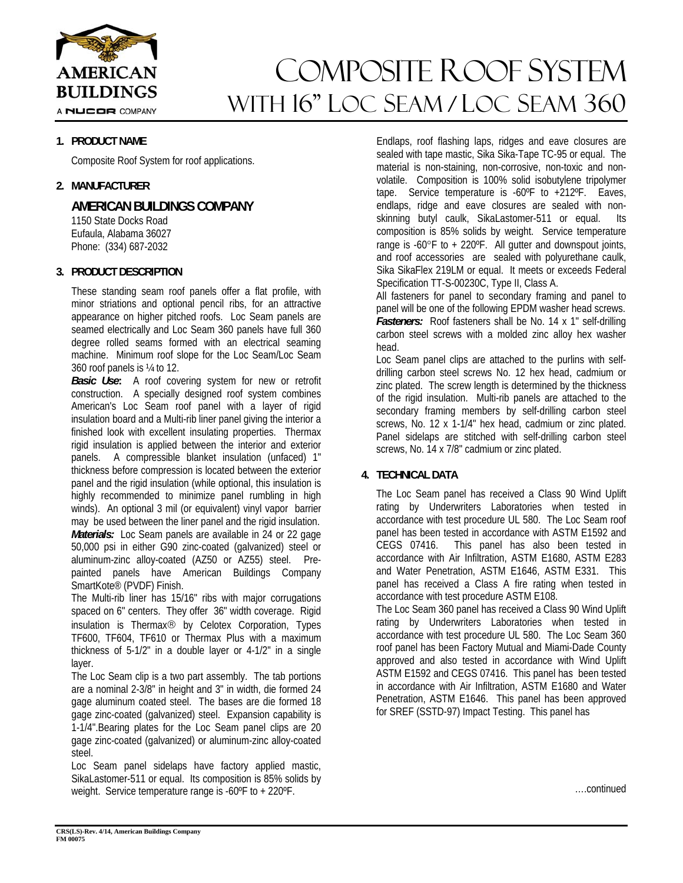# Composite Roof System with 16" Loc Seam / Loc Seam 360

## 1. PRODUCT NAME

Composite Roof System for roof applications.

## 2. MANUFACTURER

**AMERICAN BUILDINGS COMPANY**
1150 State Docks Road
Eufaula, Alabama 36027
Phone: (334) 687-2032

## 3. PRODUCT DESCRIPTION

These standing seam roof panels offer a flat profile, with minor striations and optional pencil ribs, for an attractive appearance on higher pitched roofs. Loc Seam panels are seamed electrically and Loc Seam 360 panels have full 360 degree rolled seams formed with an electrical seaming machine. Minimum roof slope for the Loc Seam/Loc Seam 360 roof panels is ¼ to 12.

***Basic Use*:** A roof covering system for new or retrofit construction. A specially designed roof system combines American's Loc Seam roof panel with a layer of rigid insulation board and a Multi-rib liner panel giving the interior a finished look with excellent insulating properties. Thermax rigid insulation is applied between the interior and exterior panels. A compressible blanket insulation (unfaced) 1" thickness before compression is located between the exterior panel and the rigid insulation (while optional, this insulation is highly recommended to minimize panel rumbling in high winds). An optional 3 mil (or equivalent) vinyl vapor barrier may be used between the liner panel and the rigid insulation.

***Materials:*** Loc Seam panels are available in 24 or 22 gage 50,000 psi in either G90 zinc-coated (galvanized) steel or aluminum-zinc alloy-coated (AZ50 or AZ55) steel. Pre-painted panels have American Buildings Company SmartKote® (PVDF) Finish.

The Multi-rib liner has 15/16" ribs with major corrugations spaced on 6" centers. They offer 36" width coverage. Rigid insulation is Thermax® by Celotex Corporation, Types TF600, TF604, TF610 or Thermax Plus with a maximum thickness of 5-1/2" in a double layer or 4-1/2" in a single layer.

The Loc Seam clip is a two part assembly. The tab portions are a nominal 2-3/8" in height and 3" in width, die formed 24 gage aluminum coated steel. The bases are die formed 18 gage zinc-coated (galvanized) steel. Expansion capability is 1-1/4". Bearing plates for the Loc Seam panel clips are 20 gage zinc-coated (galvanized) or aluminum-zinc alloy-coated steel.

Loc Seam panel sidelaps have factory applied mastic, SikaLastomer-511 or equal. Its composition is 85% solids by weight. Service temperature range is -60ºF to + 220ºF.

Endlaps, roof flashing laps, ridges and eave closures are sealed with tape mastic, Sika Sika-Tape TC-95 or equal. The material is non-staining, non-corrosive, non-toxic and non-volatile. Composition is 100% solid isobutylene tripolymer tape. Service temperature is -60ºF to +212ºF. Eaves, endlaps, ridge and eave closures are sealed with non-skinning butyl caulk, SikaLastomer-511 or equal. Its composition is 85% solids by weight. Service temperature range is -60°F to + 220ºF. All gutter and downspout joints, and roof accessories are sealed with polyurethane caulk, Sika SikaFlex 219LM or equal. It meets or exceeds Federal Specification TT-S-00230C, Type II, Class A.

All fasteners for panel to secondary framing and panel to panel will be one of the following EPDM washer head screws.

***Fasteners:*** Roof fasteners shall be No. 14 x 1" self-drilling carbon steel screws with a molded zinc alloy hex washer head.

Loc Seam panel clips are attached to the purlins with self-drilling carbon steel screws No. 12 hex head, cadmium or zinc plated. The screw length is determined by the thickness of the rigid insulation. Multi-rib panels are attached to the secondary framing members by self-drilling carbon steel screws, No. 12 x 1-1/4" hex head, cadmium or zinc plated. Panel sidelaps are stitched with self-drilling carbon steel screws, No. 14 x 7/8" cadmium or zinc plated.

## 4. TECHNICAL DATA

The Loc Seam panel has received a Class 90 Wind Uplift rating by Underwriters Laboratories when tested in accordance with test procedure UL 580. The Loc Seam roof panel has been tested in accordance with ASTM E1592 and CEGS 07416. This panel has also been tested in accordance with Air Infiltration, ASTM E1680, ASTM E283 and Water Penetration, ASTM E1646, ASTM E331. This panel has received a Class A fire rating when tested in accordance with test procedure ASTM E108.

The Loc Seam 360 panel has received a Class 90 Wind Uplift rating by Underwriters Laboratories when tested in accordance with test procedure UL 580. The Loc Seam 360 roof panel has been Factory Mutual and Miami-Dade County approved and also tested in accordance with Wind Uplift ASTM E1592 and CEGS 07416. This panel has been tested in accordance with Air Infiltration, ASTM E1680 and Water Penetration, ASTM E1646. This panel has been approved for SREF (SSTD-97) Impact Testing. This panel has

….continued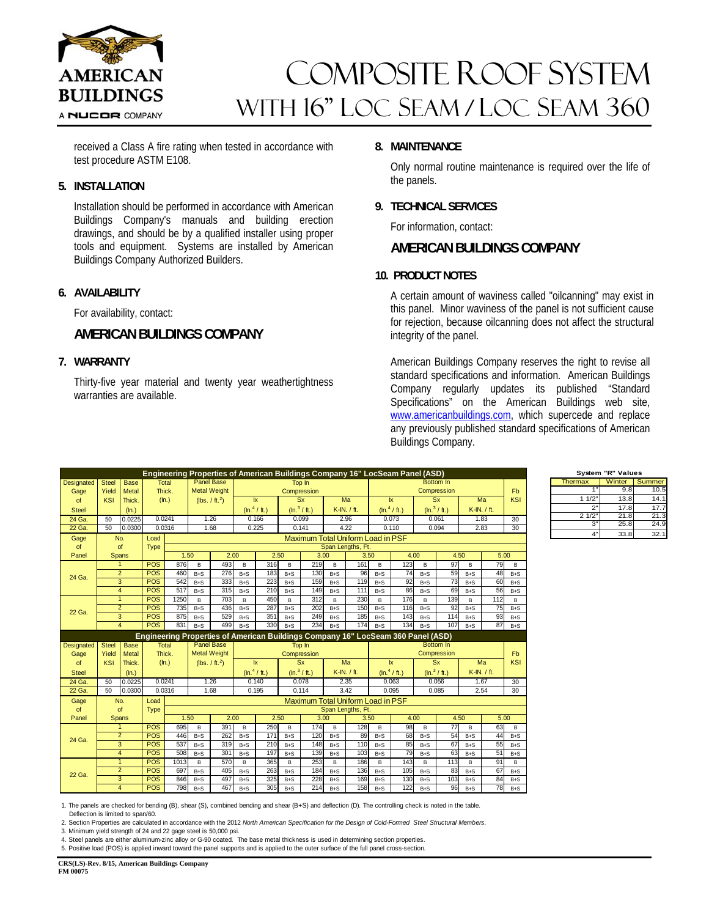# Composite Roof System with 16" Loc Seam / Loc Seam 360

received a Class A fire rating when tested in accordance with test procedure ASTM E108.

## 5. INSTALLATION

Installation should be performed in accordance with American Buildings Company's manuals and building erection drawings, and should be by a qualified installer using proper tools and equipment. Systems are installed by American Buildings Company Authorized Builders.

## 6. AVAILABILITY

For availability, contact:

### AMERICAN BUILDINGS COMPANY

## 7. WARRANTY

Thirty-five year material and twenty year weathertightness warranties are available.

## 8. MAINTENANCE

Only normal routine maintenance is required over the life of the panels.

## 9. TECHNICAL SERVICES

For information, contact:

### AMERICAN BUILDINGS COMPANY

## 10. PRODUCT NOTES

A certain amount of waviness called "oilcanning" may exist in this panel. Minor waviness of the panel is not sufficient cause for rejection, because oilcanning does not affect the structural integrity of the panel.

American Buildings Company reserves the right to revise all standard specifications and information. American Buildings Company regularly updates its published "Standard Specifications" on the American Buildings web site, www.americanbuildings.com, which supercede and replace any previously published standard specifications of American Buildings Company.

**Engineering Properties of American Buildings Company 16" LocSeam Panel (ASD)**

| Designated Gage of Steel | Steel Yield KSI | Base Metal Thick. (In.) | Total Thick. (In.) | Panel Base Metal Weight (lbs. / ft.$^2$) | Top In Compression Ix (In.$^4$ / ft.) | Top In Compression Sx (In.$^3$ / ft.) | Top In Compression Ma K-IN. / ft. | Bottom In Compression Ix (In.$^4$ / ft.) | Bottom In Compression Sx (In.$^3$ / ft.) | Bottom In Compression Ma K-IN. / ft. | Fb KSI |
|---|---|---|---|---|---|---|---|---|---|---|---|
| 24 Ga. | 50 | 0.0225 | 0.0241 | 1.26 | 0.166 | 0.099 | 2.96 | 0.073 | 0.061 | 1.83 | 30 |
| 22 Ga. | 50 | 0.0300 | 0.0316 | 1.68 | 0.225 | 0.141 | 4.22 | 0.110 | 0.094 | 2.83 | 30 |

**Maximum Total Uniform Load in PSF**

| Gage of Panel | No. of Spans | Load Type | 1.50 | | 2.00 | | 2.50 | | 3.00 | | 3.50 | | 4.00 | | 4.50 | | 5.00 | |
|---|---|---|---|---|---|---|---|---|---|---|---|---|---|---|---|---|---|---|
| 24 Ga. | 1 | POS | 876 | B | 493 | B | 316 | B | 219 | B | 161 | B | 123 | B | 97 | B | 79 | B |
| | 2 | POS | 460 | B+S | 276 | B+S | 183 | B+S | 130 | B+S | 96 | B+S | 74 | B+S | 59 | B+S | 48 | B+S |
| | 3 | POS | 542 | B+S | 333 | B+S | 223 | B+S | 159 | B+S | 119 | B+S | 92 | B+S | 73 | B+S | 60 | B+S |
| | 4 | POS | 517 | B+S | 315 | B+S | 210 | B+S | 149 | B+S | 111 | B+S | 86 | B+S | 69 | B+S | 56 | B+S |
| 22 Ga. | 1 | POS | 1250 | B | 703 | B | 450 | B | 312 | B | 230 | B | 176 | B | 139 | B | 112 | B |
| | 2 | POS | 735 | B+S | 436 | B+S | 287 | B+S | 202 | B+S | 150 | B+S | 116 | B+S | 92 | B+S | 75 | B+S |
| | 3 | POS | 875 | B+S | 529 | B+S | 351 | B+S | 249 | B+S | 185 | B+S | 143 | B+S | 114 | B+S | 93 | B+S |
| | 4 | POS | 831 | B+S | 499 | B+S | 330 | B+S | 234 | B+S | 174 | B+S | 134 | B+S | 107 | B+S | 87 | B+S |

Span Lengths, Ft.

**Engineering Properties of American Buildings Company 16" LocSeam 360 Panel (ASD)**

| Designated Gage of Steel | Steel Yield KSI | Base Metal Thick. (In.) | Total Thick. (In.) | Panel Base Metal Weight (lbs. / ft.$^2$) | Top In Compression Ix (In.$^4$ / ft.) | Top In Compression Sx (In.$^3$ / ft.) | Top In Compression Ma K-IN. / ft. | Bottom In Compression Ix (In.$^4$ / ft.) | Bottom In Compression Sx (In.$^3$ / ft.) | Bottom In Compression Ma K-IN. / ft. | Fb KSI |
|---|---|---|---|---|---|---|---|---|---|---|---|
| 24 Ga. | 50 | 0.0225 | 0.0241 | 1.26 | 0.140 | 0.078 | 2.35 | 0.063 | 0.056 | 1.67 | 30 |
| 22 Ga. | 50 | 0.0300 | 0.0316 | 1.68 | 0.195 | 0.114 | 3.42 | 0.095 | 0.085 | 2.54 | 30 |

**Maximum Total Uniform Load in PSF**

| Gage of Panel | No. of Spans | Load Type | 1.50 | | 2.00 | | 2.50 | | 3.00 | | 3.50 | | 4.00 | | 4.50 | | 5.00 | |
|---|---|---|---|---|---|---|---|---|---|---|---|---|---|---|---|---|---|---|
| 24 Ga. | 1 | POS | 695 | B | 391 | B | 250 | B | 174 | B | 128 | B | 98 | B | 77 | B | 63 | B |
| | 2 | POS | 446 | B+S | 262 | B+S | 171 | B+S | 120 | B+S | 89 | B+S | 68 | B+S | 54 | B+S | 44 | B+S |
| | 3 | POS | 537 | B+S | 319 | B+S | 210 | B+S | 148 | B+S | 110 | B+S | 85 | B+S | 67 | B+S | 55 | B+S |
| | 4 | POS | 508 | B+S | 301 | B+S | 197 | B+S | 139 | B+S | 103 | B+S | 79 | B+S | 63 | B+S | 51 | B+S |
| 22 Ga. | 1 | POS | 1013 | B | 570 | B | 365 | B | 253 | B | 186 | B | 143 | B | 113 | B | 91 | B |
| | 2 | POS | 697 | B+S | 405 | B+S | 263 | B+S | 184 | B+S | 136 | B+S | 105 | B+S | 83 | B+S | 67 | B+S |
| | 3 | POS | 846 | B+S | 497 | B+S | 325 | B+S | 228 | B+S | 169 | B+S | 130 | B+S | 103 | B+S | 84 | B+S |
| | 4 | POS | 798 | B+S | 467 | B+S | 305 | B+S | 214 | B+S | 158 | B+S | 122 | B+S | 96 | B+S | 78 | B+S |

Span Lengths, Ft.

**System "R" Values**

| Thermax | Winter | Summer |
|---|---|---|
| 1" | 9.8 | 10.5 |
| 1 1/2" | 13.8 | 14.1 |
| 2" | 17.8 | 17.7 |
| 2 1/2" | 21.8 | 21.3 |
| 3" | 25.8 | 24.9 |
| 4" | 33.8 | 32.1 |

1. The panels are checked for bending (B), shear (S), combined bending and shear (B+S) and deflection (D). The controlling check is noted in the table. Deflection is limited to span/60.
2. Section Properties are calculated in accordance with the 2012 *North American Specification for the Design of Cold-Formed Steel Structural Members*.
3. Minimum yield strength of 24 and 22 gage steel is 50,000 psi.
4. Steel panels are either aluminum-zinc alloy or G-90 coated. The base metal thickness is used in determining section properties.
5. Positive load (POS) is applied inward toward the panel supports and is applied to the outer surface of the full panel cross-section.

**CRS(LS)-Rev. 8/15, American Buildings Company**
**FM 00075**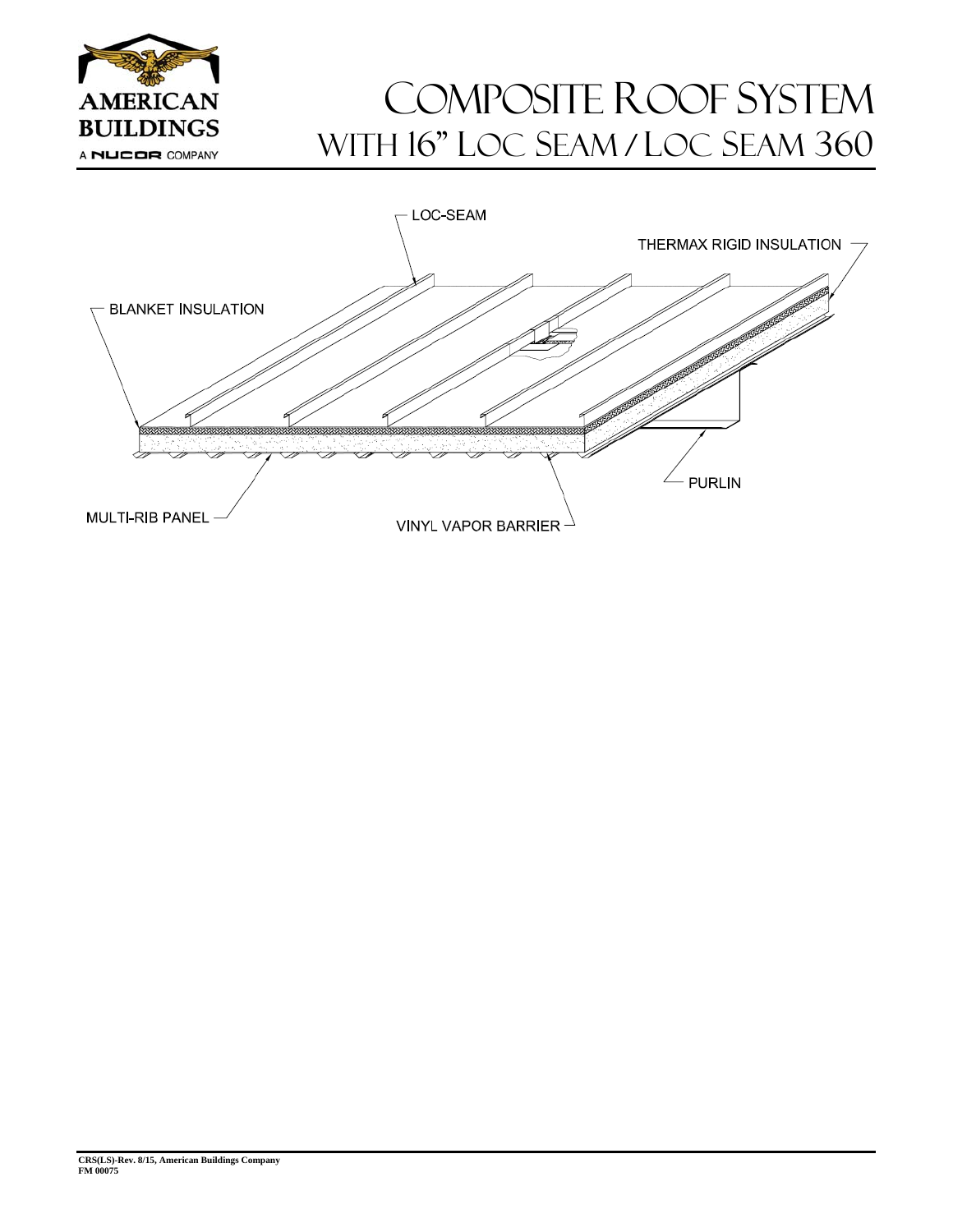# Composite Roof System
## with 16" Loc Seam / Loc Seam 360

LOC-SEAM

THERMAX RIGID INSULATION

BLANKET INSULATION

PURLIN

MULTI-RIB PANEL

VINYL VAPOR BARRIER

CRS(LS)-Rev. 8/15, American Buildings Company
FM 00075